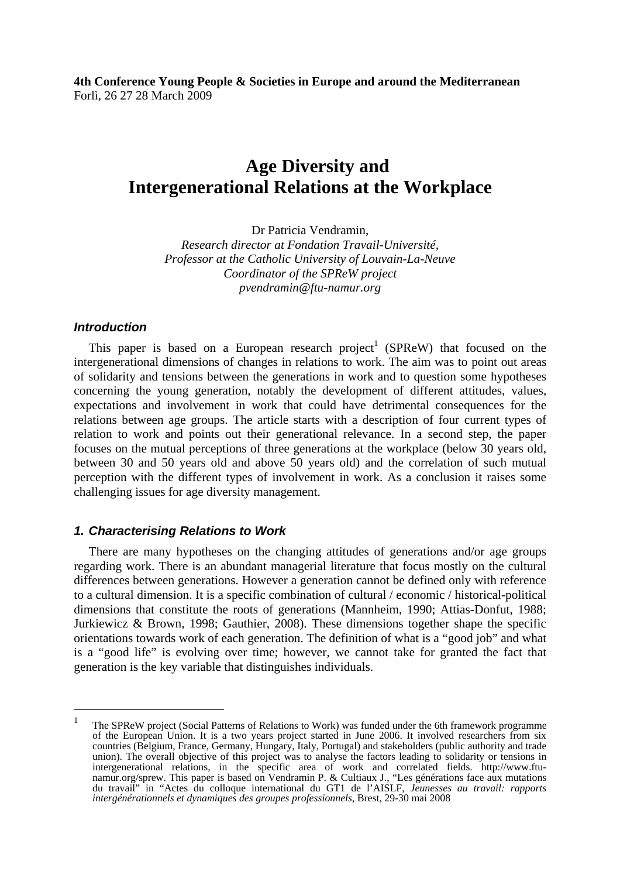**4th Conference Young People & Societies in Europe and around the Mediterranean**
Forlì, 26 27 28 March 2009

# Age Diversity and Intergenerational Relations at the Workplace

Dr Patricia Vendramin,
*Research director at Fondation Travail-Université,*
*Professor at the Catholic University of Louvain-La-Neuve*
*Coordinator of the SPReW project*
*pvendramin@ftu-namur.org*

## *Introduction*

This paper is based on a European research project[1] (SPReW) that focused on the intergenerational dimensions of changes in relations to work. The aim was to point out areas of solidarity and tensions between the generations in work and to question some hypotheses concerning the young generation, notably the development of different attitudes, values, expectations and involvement in work that could have detrimental consequences for the relations between age groups. The article starts with a description of four current types of relation to work and points out their generational relevance. In a second step, the paper focuses on the mutual perceptions of three generations at the workplace (below 30 years old, between 30 and 50 years old and above 50 years old) and the correlation of such mutual perception with the different types of involvement in work. As a conclusion it raises some challenging issues for age diversity management.

## *1. Characterising Relations to Work*

There are many hypotheses on the changing attitudes of generations and/or age groups regarding work. There is an abundant managerial literature that focus mostly on the cultural differences between generations. However a generation cannot be defined only with reference to a cultural dimension. It is a specific combination of cultural / economic / historical-political dimensions that constitute the roots of generations (Mannheim, 1990; Attias-Donfut, 1988; Jurkiewicz & Brown, 1998; Gauthier, 2008). These dimensions together shape the specific orientations towards work of each generation. The definition of what is a "good job" and what is a "good life" is evolving over time; however, we cannot take for granted the fact that generation is the key variable that distinguishes individuals.

---

[1] The SPReW project (Social Patterns of Relations to Work) was funded under the 6th framework programme of the European Union. It is a two years project started in June 2006. It involved researchers from six countries (Belgium, France, Germany, Hungary, Italy, Portugal) and stakeholders (public authority and trade union). The overall objective of this project was to analyse the factors leading to solidarity or tensions in intergenerational relations, in the specific area of work and correlated fields. http://www.ftu-namur.org/sprew. This paper is based on Vendramin P. & Cultiaux J., "Les générations face aux mutations du travail" in "Actes du colloque international du GT1 de l'AISLF, *Jeunesses au travail: rapports intergénérationnels et dynamiques des groupes professionnels*, Brest, 29-30 mai 2008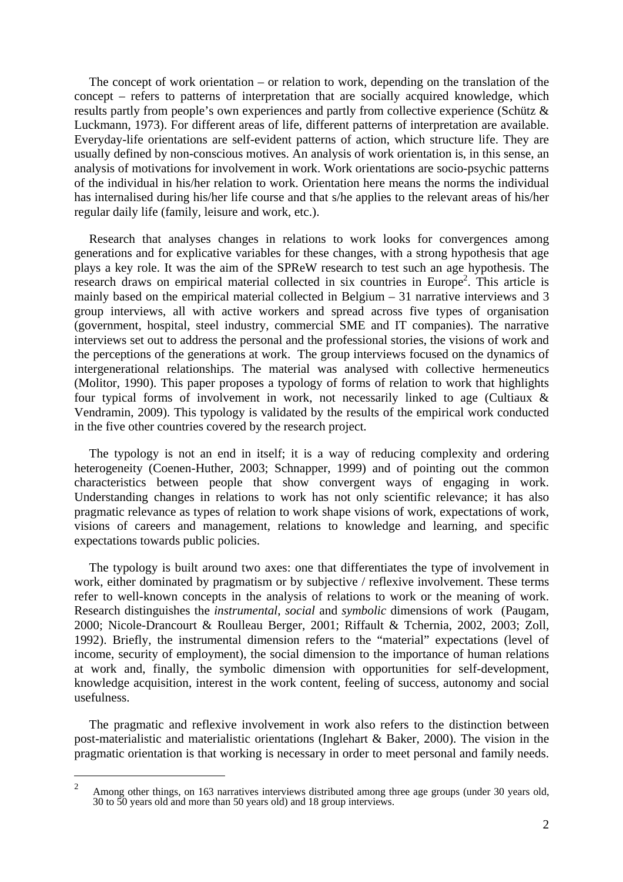The concept of work orientation – or relation to work, depending on the translation of the concept – refers to patterns of interpretation that are socially acquired knowledge, which results partly from people's own experiences and partly from collective experience (Schütz & Luckmann, 1973). For different areas of life, different patterns of interpretation are available. Everyday-life orientations are self-evident patterns of action, which structure life. They are usually defined by non-conscious motives. An analysis of work orientation is, in this sense, an analysis of motivations for involvement in work. Work orientations are socio-psychic patterns of the individual in his/her relation to work. Orientation here means the norms the individual has internalised during his/her life course and that s/he applies to the relevant areas of his/her regular daily life (family, leisure and work, etc.).

Research that analyses changes in relations to work looks for convergences among generations and for explicative variables for these changes, with a strong hypothesis that age plays a key role. It was the aim of the SPReW research to test such an age hypothesis. The research draws on empirical material collected in six countries in Europe[2]. This article is mainly based on the empirical material collected in Belgium – 31 narrative interviews and 3 group interviews, all with active workers and spread across five types of organisation (government, hospital, steel industry, commercial SME and IT companies). The narrative interviews set out to address the personal and the professional stories, the visions of work and the perceptions of the generations at work. The group interviews focused on the dynamics of intergenerational relationships. The material was analysed with collective hermeneutics (Molitor, 1990). This paper proposes a typology of forms of relation to work that highlights four typical forms of involvement in work, not necessarily linked to age (Cultiaux & Vendramin, 2009). This typology is validated by the results of the empirical work conducted in the five other countries covered by the research project.

The typology is not an end in itself; it is a way of reducing complexity and ordering heterogeneity (Coenen-Huther, 2003; Schnapper, 1999) and of pointing out the common characteristics between people that show convergent ways of engaging in work. Understanding changes in relations to work has not only scientific relevance; it has also pragmatic relevance as types of relation to work shape visions of work, expectations of work, visions of careers and management, relations to knowledge and learning, and specific expectations towards public policies.

The typology is built around two axes: one that differentiates the type of involvement in work, either dominated by pragmatism or by subjective / reflexive involvement. These terms refer to well-known concepts in the analysis of relations to work or the meaning of work. Research distinguishes the *instrumental*, *social* and *symbolic* dimensions of work (Paugam, 2000; Nicole-Drancourt & Roulleau Berger, 2001; Riffault & Tchernia, 2002, 2003; Zoll, 1992). Briefly, the instrumental dimension refers to the "material" expectations (level of income, security of employment), the social dimension to the importance of human relations at work and, finally, the symbolic dimension with opportunities for self-development, knowledge acquisition, interest in the work content, feeling of success, autonomy and social usefulness.

The pragmatic and reflexive involvement in work also refers to the distinction between post-materialistic and materialistic orientations (Inglehart & Baker, 2000). The vision in the pragmatic orientation is that working is necessary in order to meet personal and family needs.

[2] Among other things, on 163 narratives interviews distributed among three age groups (under 30 years old, 30 to 50 years old and more than 50 years old) and 18 group interviews.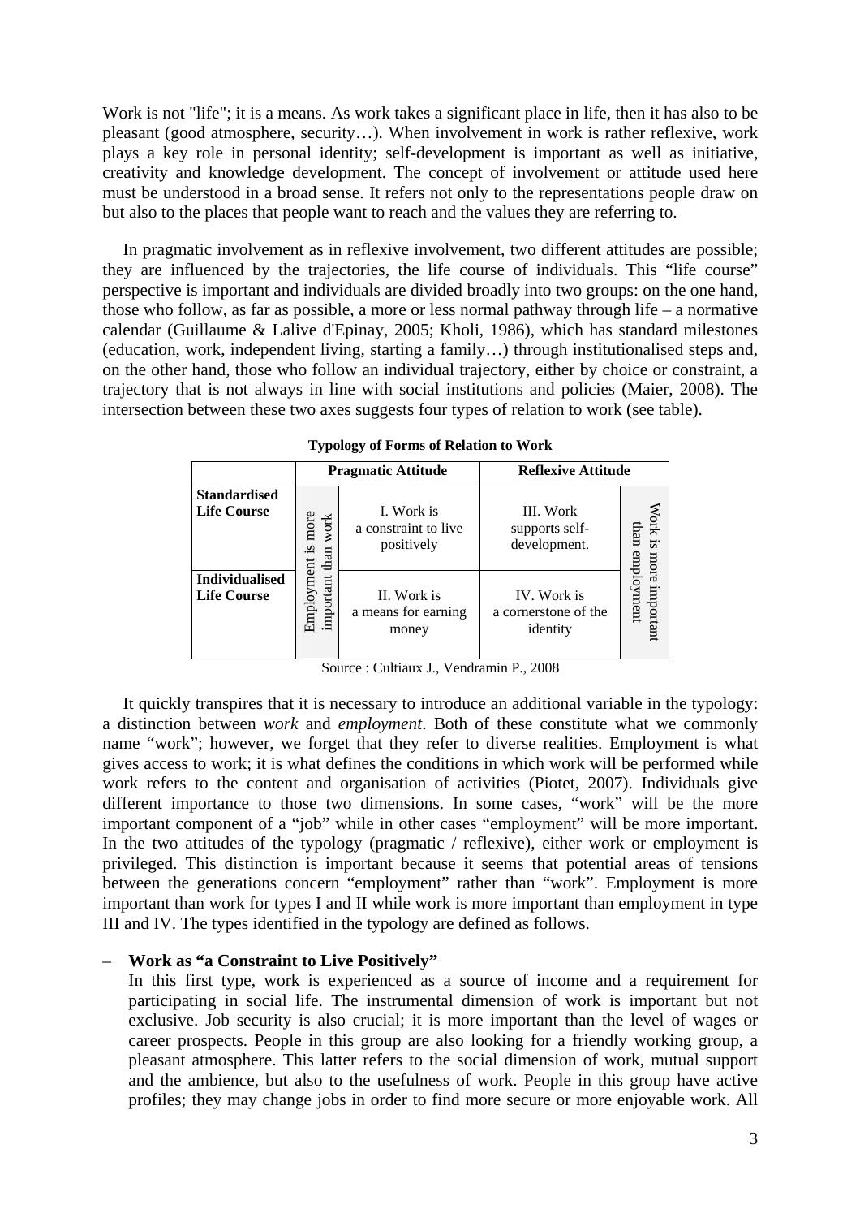Work is not "life"; it is a means. As work takes a significant place in life, then it has also to be pleasant (good atmosphere, security…). When involvement in work is rather reflexive, work plays a key role in personal identity; self-development is important as well as initiative, creativity and knowledge development. The concept of involvement or attitude used here must be understood in a broad sense. It refers not only to the representations people draw on but also to the places that people want to reach and the values they are referring to.

In pragmatic involvement as in reflexive involvement, two different attitudes are possible; they are influenced by the trajectories, the life course of individuals. This "life course" perspective is important and individuals are divided broadly into two groups: on the one hand, those who follow, as far as possible, a more or less normal pathway through life – a normative calendar (Guillaume & Lalive d'Epinay, 2005; Kholi, 1986), which has standard milestones (education, work, independent living, starting a family…) through institutionalised steps and, on the other hand, those who follow an individual trajectory, either by choice or constraint, a trajectory that is not always in line with social institutions and policies (Maier, 2008). The intersection between these two axes suggests four types of relation to work (see table).

**Typology of Forms of Relation to Work**

| | Pragmatic Attitude | | Reflexive Attitude | |
|---|---|---|---|---|
| **Standardised Life Course** | Employment is more important than work | I. Work is a constraint to live positively | III. Work supports self-development. | Work is more important than employment |
| **Individualised Life Course** | | II. Work is a means for earning money | IV. Work is a cornerstone of the identity | |

Source : Cultiaux J., Vendramin P., 2008

It quickly transpires that it is necessary to introduce an additional variable in the typology: a distinction between *work* and *employment*. Both of these constitute what we commonly name "work"; however, we forget that they refer to diverse realities. Employment is what gives access to work; it is what defines the conditions in which work will be performed while work refers to the content and organisation of activities (Piotet, 2007). Individuals give different importance to those two dimensions. In some cases, "work" will be the more important component of a "job" while in other cases "employment" will be more important. In the two attitudes of the typology (pragmatic / reflexive), either work or employment is privileged. This distinction is important because it seems that potential areas of tensions between the generations concern "employment" rather than "work". Employment is more important than work for types I and II while work is more important than employment in type III and IV. The types identified in the typology are defined as follows.

- **Work as "a Constraint to Live Positively"**
  In this first type, work is experienced as a source of income and a requirement for participating in social life. The instrumental dimension of work is important but not exclusive. Job security is also crucial; it is more important than the level of wages or career prospects. People in this group are also looking for a friendly working group, a pleasant atmosphere. This latter refers to the social dimension of work, mutual support and the ambience, but also to the usefulness of work. People in this group have active profiles; they may change jobs in order to find more secure or more enjoyable work. All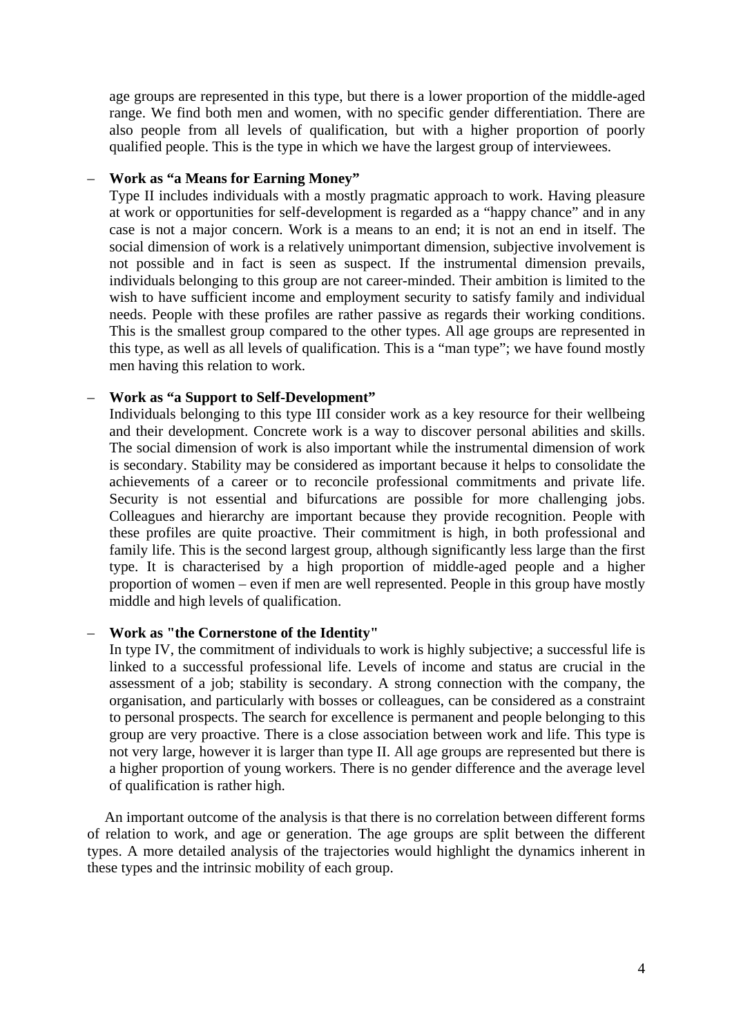age groups are represented in this type, but there is a lower proportion of the middle-aged range. We find both men and women, with no specific gender differentiation. There are also people from all levels of qualification, but with a higher proportion of poorly qualified people. This is the type in which we have the largest group of interviewees.

– **Work as "a Means for Earning Money"**

  Type II includes individuals with a mostly pragmatic approach to work. Having pleasure at work or opportunities for self-development is regarded as a "happy chance" and in any case is not a major concern. Work is a means to an end; it is not an end in itself. The social dimension of work is a relatively unimportant dimension, subjective involvement is not possible and in fact is seen as suspect. If the instrumental dimension prevails, individuals belonging to this group are not career-minded. Their ambition is limited to the wish to have sufficient income and employment security to satisfy family and individual needs. People with these profiles are rather passive as regards their working conditions. This is the smallest group compared to the other types. All age groups are represented in this type, as well as all levels of qualification. This is a "man type"; we have found mostly men having this relation to work.

– **Work as "a Support to Self-Development"**

  Individuals belonging to this type III consider work as a key resource for their wellbeing and their development. Concrete work is a way to discover personal abilities and skills. The social dimension of work is also important while the instrumental dimension of work is secondary. Stability may be considered as important because it helps to consolidate the achievements of a career or to reconcile professional commitments and private life. Security is not essential and bifurcations are possible for more challenging jobs. Colleagues and hierarchy are important because they provide recognition. People with these profiles are quite proactive. Their commitment is high, in both professional and family life. This is the second largest group, although significantly less large than the first type. It is characterised by a high proportion of middle-aged people and a higher proportion of women – even if men are well represented. People in this group have mostly middle and high levels of qualification.

– **Work as "the Cornerstone of the Identity"**

  In type IV, the commitment of individuals to work is highly subjective; a successful life is linked to a successful professional life. Levels of income and status are crucial in the assessment of a job; stability is secondary. A strong connection with the company, the organisation, and particularly with bosses or colleagues, can be considered as a constraint to personal prospects. The search for excellence is permanent and people belonging to this group are very proactive. There is a close association between work and life. This type is not very large, however it is larger than type II. All age groups are represented but there is a higher proportion of young workers. There is no gender difference and the average level of qualification is rather high.

An important outcome of the analysis is that there is no correlation between different forms of relation to work, and age or generation. The age groups are split between the different types. A more detailed analysis of the trajectories would highlight the dynamics inherent in these types and the intrinsic mobility of each group.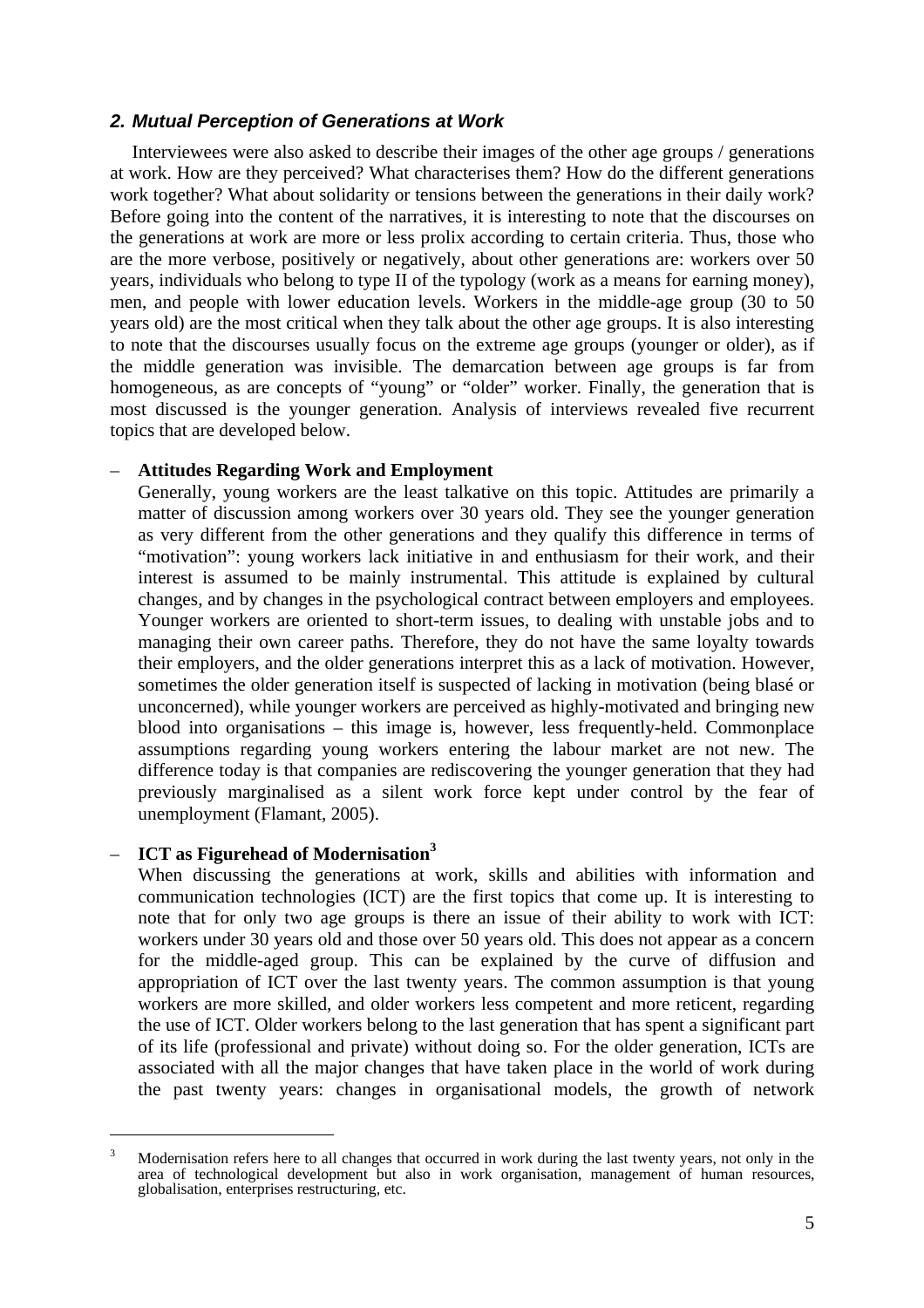## *2. Mutual Perception of Generations at Work*

Interviewees were also asked to describe their images of the other age groups / generations at work. How are they perceived? What characterises them? How do the different generations work together? What about solidarity or tensions between the generations in their daily work? Before going into the content of the narratives, it is interesting to note that the discourses on the generations at work are more or less prolix according to certain criteria. Thus, those who are the more verbose, positively or negatively, about other generations are: workers over 50 years, individuals who belong to type II of the typology (work as a means for earning money), men, and people with lower education levels. Workers in the middle-age group (30 to 50 years old) are the most critical when they talk about the other age groups. It is also interesting to note that the discourses usually focus on the extreme age groups (younger or older), as if the middle generation was invisible. The demarcation between age groups is far from homogeneous, as are concepts of "young" or "older" worker. Finally, the generation that is most discussed is the younger generation. Analysis of interviews revealed five recurrent topics that are developed below.

– **Attitudes Regarding Work and Employment**

  Generally, young workers are the least talkative on this topic. Attitudes are primarily a matter of discussion among workers over 30 years old. They see the younger generation as very different from the other generations and they qualify this difference in terms of "motivation": young workers lack initiative in and enthusiasm for their work, and their interest is assumed to be mainly instrumental. This attitude is explained by cultural changes, and by changes in the psychological contract between employers and employees. Younger workers are oriented to short-term issues, to dealing with unstable jobs and to managing their own career paths. Therefore, they do not have the same loyalty towards their employers, and the older generations interpret this as a lack of motivation. However, sometimes the older generation itself is suspected of lacking in motivation (being blasé or unconcerned), while younger workers are perceived as highly-motivated and bringing new blood into organisations – this image is, however, less frequently-held. Commonplace assumptions regarding young workers entering the labour market are not new. The difference today is that companies are rediscovering the younger generation that they had previously marginalised as a silent work force kept under control by the fear of unemployment (Flamant, 2005).

– **ICT as Figurehead of Modernisation**[3]

  When discussing the generations at work, skills and abilities with information and communication technologies (ICT) are the first topics that come up. It is interesting to note that for only two age groups is there an issue of their ability to work with ICT: workers under 30 years old and those over 50 years old. This does not appear as a concern for the middle-aged group. This can be explained by the curve of diffusion and appropriation of ICT over the last twenty years. The common assumption is that young workers are more skilled, and older workers less competent and more reticent, regarding the use of ICT. Older workers belong to the last generation that has spent a significant part of its life (professional and private) without doing so. For the older generation, ICTs are associated with all the major changes that have taken place in the world of work during the past twenty years: changes in organisational models, the growth of network

---

[3] Modernisation refers here to all changes that occurred in work during the last twenty years, not only in the area of technological development but also in work organisation, management of human resources, globalisation, enterprises restructuring, etc.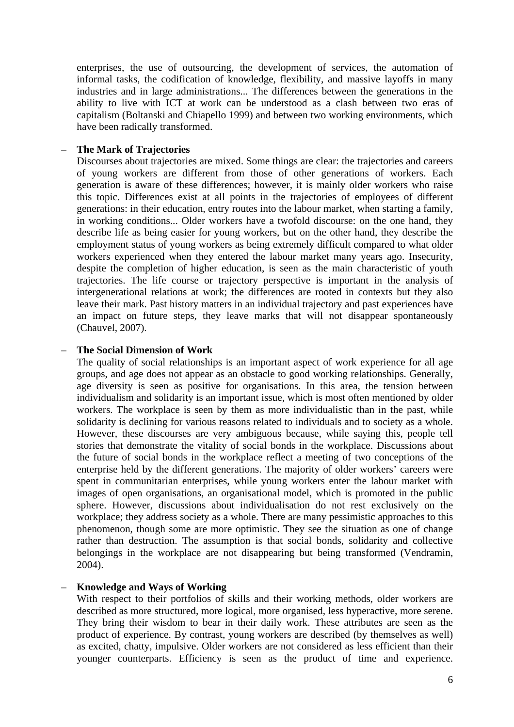enterprises, the use of outsourcing, the development of services, the automation of informal tasks, the codification of knowledge, flexibility, and massive layoffs in many industries and in large administrations... The differences between the generations in the ability to live with ICT at work can be understood as a clash between two eras of capitalism (Boltanski and Chiapello 1999) and between two working environments, which have been radically transformed.

– **The Mark of Trajectories**
  Discourses about trajectories are mixed. Some things are clear: the trajectories and careers of young workers are different from those of other generations of workers. Each generation is aware of these differences; however, it is mainly older workers who raise this topic. Differences exist at all points in the trajectories of employees of different generations: in their education, entry routes into the labour market, when starting a family, in working conditions... Older workers have a twofold discourse: on the one hand, they describe life as being easier for young workers, but on the other hand, they describe the employment status of young workers as being extremely difficult compared to what older workers experienced when they entered the labour market many years ago. Insecurity, despite the completion of higher education, is seen as the main characteristic of youth trajectories. The life course or trajectory perspective is important in the analysis of intergenerational relations at work; the differences are rooted in contexts but they also leave their mark. Past history matters in an individual trajectory and past experiences have an impact on future steps, they leave marks that will not disappear spontaneously (Chauvel, 2007).

– **The Social Dimension of Work**
  The quality of social relationships is an important aspect of work experience for all age groups, and age does not appear as an obstacle to good working relationships. Generally, age diversity is seen as positive for organisations. In this area, the tension between individualism and solidarity is an important issue, which is most often mentioned by older workers. The workplace is seen by them as more individualistic than in the past, while solidarity is declining for various reasons related to individuals and to society as a whole. However, these discourses are very ambiguous because, while saying this, people tell stories that demonstrate the vitality of social bonds in the workplace. Discussions about the future of social bonds in the workplace reflect a meeting of two conceptions of the enterprise held by the different generations. The majority of older workers' careers were spent in communitarian enterprises, while young workers enter the labour market with images of open organisations, an organisational model, which is promoted in the public sphere. However, discussions about individualisation do not rest exclusively on the workplace; they address society as a whole. There are many pessimistic approaches to this phenomenon, though some are more optimistic. They see the situation as one of change rather than destruction. The assumption is that social bonds, solidarity and collective belongings in the workplace are not disappearing but being transformed (Vendramin, 2004).

– **Knowledge and Ways of Working**
  With respect to their portfolios of skills and their working methods, older workers are described as more structured, more logical, more organised, less hyperactive, more serene. They bring their wisdom to bear in their daily work. These attributes are seen as the product of experience. By contrast, young workers are described (by themselves as well) as excited, chatty, impulsive. Older workers are not considered as less efficient than their younger counterparts. Efficiency is seen as the product of time and experience.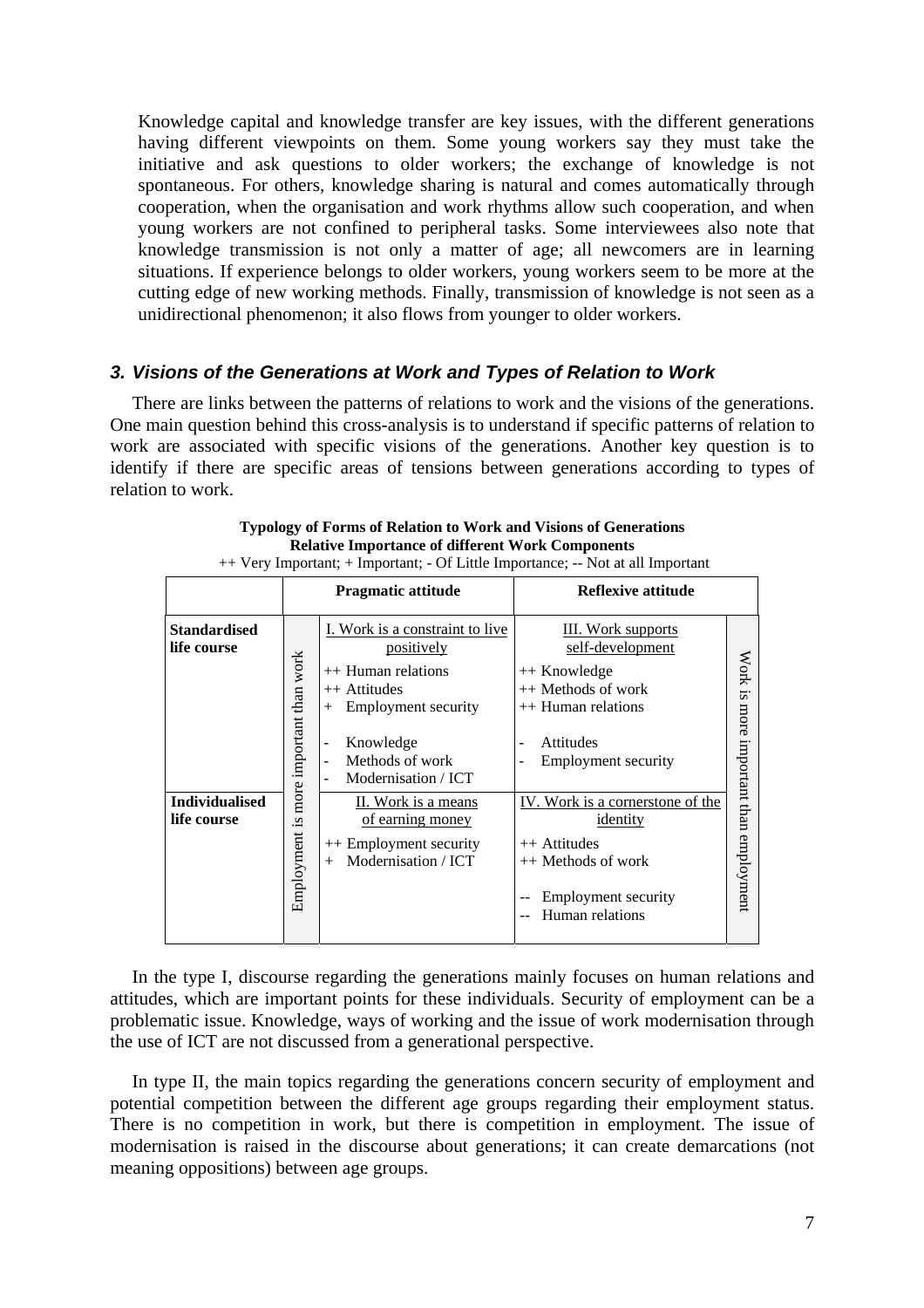Knowledge capital and knowledge transfer are key issues, with the different generations having different viewpoints on them. Some young workers say they must take the initiative and ask questions to older workers; the exchange of knowledge is not spontaneous. For others, knowledge sharing is natural and comes automatically through cooperation, when the organisation and work rhythms allow such cooperation, and when young workers are not confined to peripheral tasks. Some interviewees also note that knowledge transmission is not only a matter of age; all newcomers are in learning situations. If experience belongs to older workers, young workers seem to be more at the cutting edge of new working methods. Finally, transmission of knowledge is not seen as a unidirectional phenomenon; it also flows from younger to older workers.

### *3. Visions of the Generations at Work and Types of Relation to Work*

There are links between the patterns of relations to work and the visions of the generations. One main question behind this cross-analysis is to understand if specific patterns of relation to work are associated with specific visions of the generations. Another key question is to identify if there are specific areas of tensions between generations according to types of relation to work.

**Typology of Forms of Relation to Work and Visions of Generations**
**Relative Importance of different Work Components**
++ Very Important; + Important; - Of Little Importance; -- Not at all Important

| | | Pragmatic attitude | Reflexive attitude | |
|---|---|---|---|---|
| **Standardised life course** | Employment is more important than work | <u>I. Work is a constraint to live positively</u><br>++ Human relations<br>++ Attitudes<br>+ Employment security<br>- Knowledge<br>- Methods of work<br>- Modernisation / ICT | <u>III. Work supports self-development</u><br>++ Knowledge<br>++ Methods of work<br>++ Human relations<br>- Attitudes<br>- Employment security | Work is more important than employment |
| **Individualised life course** | | <u>II. Work is a means of earning money</u><br>++ Employment security<br>+ Modernisation / ICT | <u>IV. Work is a cornerstone of the identity</u><br>++ Attitudes<br>++ Methods of work<br>-- Employment security<br>-- Human relations | |

In the type I, discourse regarding the generations mainly focuses on human relations and attitudes, which are important points for these individuals. Security of employment can be a problematic issue. Knowledge, ways of working and the issue of work modernisation through the use of ICT are not discussed from a generational perspective.

In type II, the main topics regarding the generations concern security of employment and potential competition between the different age groups regarding their employment status. There is no competition in work, but there is competition in employment. The issue of modernisation is raised in the discourse about generations; it can create demarcations (not meaning oppositions) between age groups.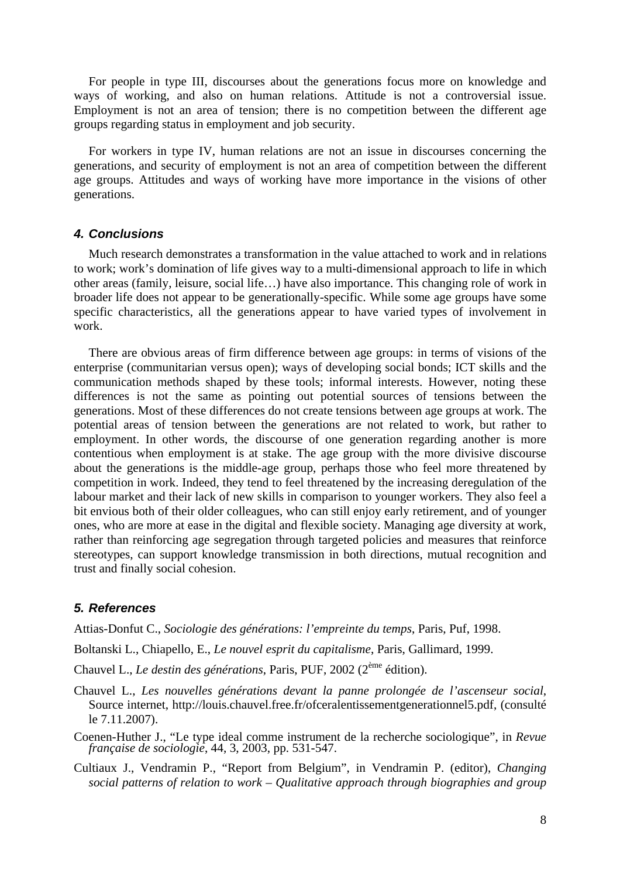For people in type III, discourses about the generations focus more on knowledge and ways of working, and also on human relations. Attitude is not a controversial issue. Employment is not an area of tension; there is no competition between the different age groups regarding status in employment and job security.

For workers in type IV, human relations are not an issue in discourses concerning the generations, and security of employment is not an area of competition between the different age groups. Attitudes and ways of working have more importance in the visions of other generations.

### *4. Conclusions*

Much research demonstrates a transformation in the value attached to work and in relations to work; work's domination of life gives way to a multi-dimensional approach to life in which other areas (family, leisure, social life…) have also importance. This changing role of work in broader life does not appear to be generationally-specific. While some age groups have some specific characteristics, all the generations appear to have varied types of involvement in work.

There are obvious areas of firm difference between age groups: in terms of visions of the enterprise (communitarian versus open); ways of developing social bonds; ICT skills and the communication methods shaped by these tools; informal interests. However, noting these differences is not the same as pointing out potential sources of tensions between the generations. Most of these differences do not create tensions between age groups at work. The potential areas of tension between the generations are not related to work, but rather to employment. In other words, the discourse of one generation regarding another is more contentious when employment is at stake. The age group with the more divisive discourse about the generations is the middle-age group, perhaps those who feel more threatened by competition in work. Indeed, they tend to feel threatened by the increasing deregulation of the labour market and their lack of new skills in comparison to younger workers. They also feel a bit envious both of their older colleagues, who can still enjoy early retirement, and of younger ones, who are more at ease in the digital and flexible society. Managing age diversity at work, rather than reinforcing age segregation through targeted policies and measures that reinforce stereotypes, can support knowledge transmission in both directions, mutual recognition and trust and finally social cohesion.

### *5. References*

Attias-Donfut C., *Sociologie des générations: l'empreinte du temps*, Paris, Puf, 1998.

Boltanski L., Chiapello, E., *Le nouvel esprit du capitalisme*, Paris, Gallimard, 1999.

Chauvel L., *Le destin des générations*, Paris, PUF, 2002 (2ème édition).

Chauvel L., *Les nouvelles générations devant la panne prolongée de l'ascenseur social*, Source internet, http://louis.chauvel.free.fr/ofceralentissementgenerationnel5.pdf, (consulté le 7.11.2007).

Coenen-Huther J., "Le type ideal comme instrument de la recherche sociologique", in *Revue française de sociologie*, 44, 3, 2003, pp. 531-547.

Cultiaux J., Vendramin P., "Report from Belgium", in Vendramin P. (editor), *Changing social patterns of relation to work – Qualitative approach through biographies and group*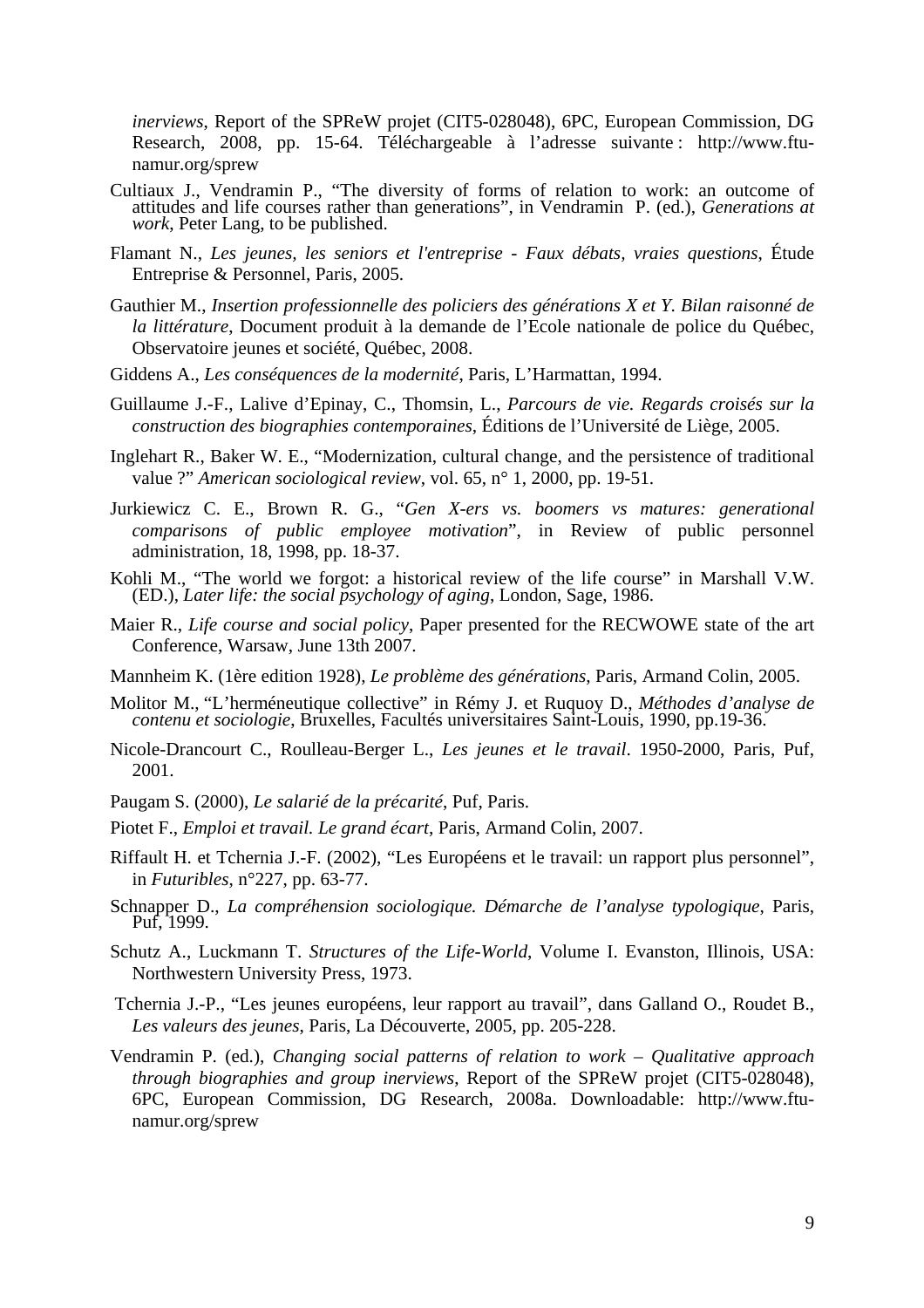*inerviews*, Report of the SPReW projet (CIT5-028048), 6PC, European Commission, DG Research, 2008, pp. 15-64. Téléchargeable à l'adresse suivante : http://www.ftu-namur.org/sprew

Cultiaux J., Vendramin P., "The diversity of forms of relation to work: an outcome of attitudes and life courses rather than generations", in Vendramin P. (ed.), *Generations at work*, Peter Lang, to be published.

Flamant N., *Les jeunes, les seniors et l'entreprise - Faux débats, vraies questions*, Étude Entreprise & Personnel, Paris, 2005.

Gauthier M., *Insertion professionnelle des policiers des générations X et Y. Bilan raisonné de la littérature*, Document produit à la demande de l'Ecole nationale de police du Québec, Observatoire jeunes et société, Québec, 2008.

Giddens A., *Les conséquences de la modernité*, Paris, L'Harmattan, 1994.

Guillaume J.-F., Lalive d'Epinay, C., Thomsin, L., *Parcours de vie. Regards croisés sur la construction des biographies contemporaines*, Éditions de l'Université de Liège, 2005.

Inglehart R., Baker W. E., "Modernization, cultural change, and the persistence of traditional value ?" *American sociological review*, vol. 65, n° 1, 2000, pp. 19-51.

Jurkiewicz C. E., Brown R. G., "*Gen X-ers vs. boomers vs matures: generational comparisons of public employee motivation*", in Review of public personnel administration, 18, 1998, pp. 18-37.

Kohli M., "The world we forgot: a historical review of the life course" in Marshall V.W. (ED.), *Later life: the social psychology of aging*, London, Sage, 1986.

Maier R., *Life course and social policy*, Paper presented for the RECWOWE state of the art Conference, Warsaw, June 13th 2007.

Mannheim K. (1ère edition 1928), *Le problème des générations*, Paris, Armand Colin, 2005.

Molitor M., "L'herméneutique collective" in Rémy J. et Ruquoy D., *Méthodes d'analyse de contenu et sociologie*, Bruxelles, Facultés universitaires Saint-Louis, 1990, pp.19-36.

Nicole-Drancourt C., Roulleau-Berger L., *Les jeunes et le travail*. 1950-2000, Paris, Puf, 2001.

Paugam S. (2000), *Le salarié de la précarité*, Puf, Paris.

Piotet F., *Emploi et travail. Le grand écart*, Paris, Armand Colin, 2007.

Riffault H. et Tchernia J.-F. (2002), "Les Européens et le travail: un rapport plus personnel", in *Futuribles*, n°227, pp. 63-77.

Schnapper D., *La compréhension sociologique. Démarche de l'analyse typologique*, Paris, Puf, 1999.

Schutz A., Luckmann T. *Structures of the Life-World*, Volume I. Evanston, Illinois, USA: Northwestern University Press, 1973.

Tchernia J.-P., "Les jeunes européens, leur rapport au travail", dans Galland O., Roudet B., *Les valeurs des jeunes*, Paris, La Découverte, 2005, pp. 205-228.

Vendramin P. (ed.), *Changing social patterns of relation to work – Qualitative approach through biographies and group inerviews*, Report of the SPReW projet (CIT5-028048), 6PC, European Commission, DG Research, 2008a. Downloadable: http://www.ftu-namur.org/sprew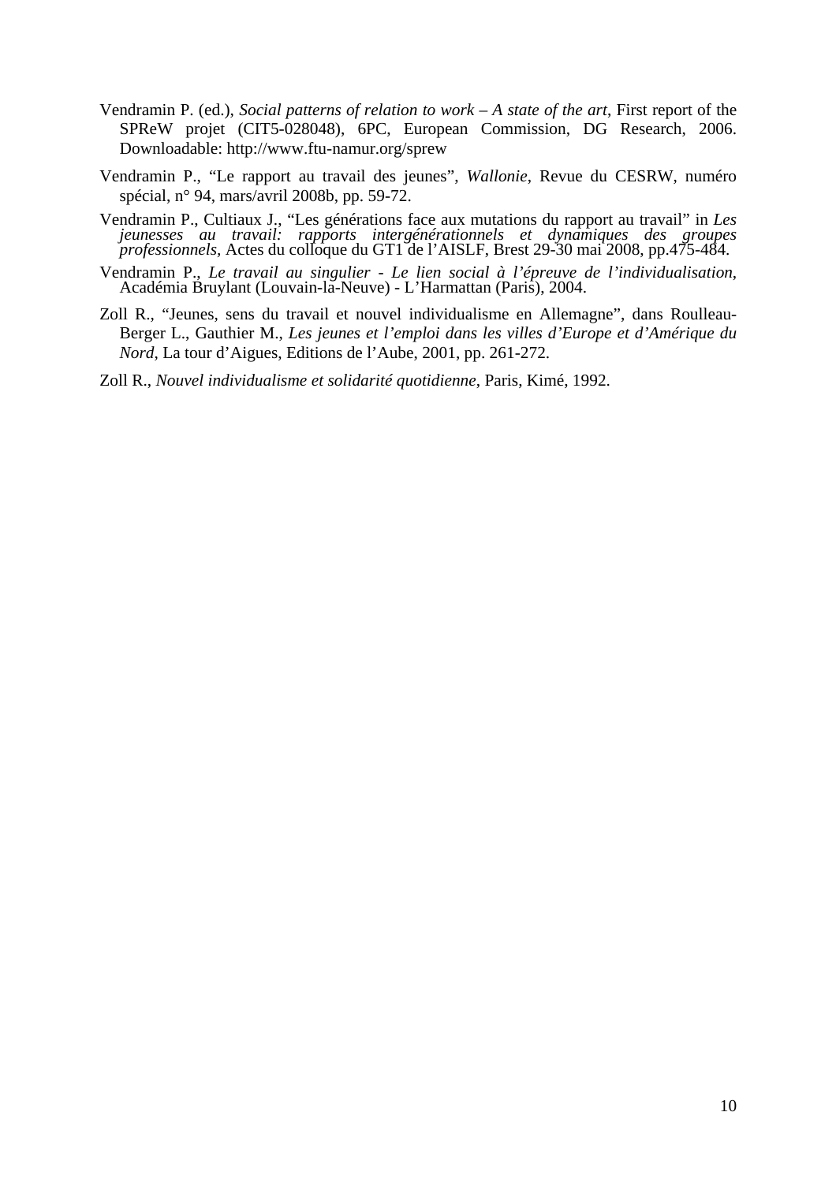Vendramin P. (ed.), *Social patterns of relation to work – A state of the art*, First report of the SPReW projet (CIT5-028048), 6PC, European Commission, DG Research, 2006. Downloadable: http://www.ftu-namur.org/sprew

Vendramin P., "Le rapport au travail des jeunes", *Wallonie*, Revue du CESRW, numéro spécial, n° 94, mars/avril 2008b, pp. 59-72.

Vendramin P., Cultiaux J., "Les générations face aux mutations du rapport au travail" in *Les jeunesses au travail: rapports intergénérationnels et dynamiques des groupes professionnels*, Actes du colloque du GT1 de l'AISLF, Brest 29-30 mai 2008, pp.475-484.

Vendramin P., *Le travail au singulier - Le lien social à l'épreuve de l'individualisation*, Académia Bruylant (Louvain-la-Neuve) - L'Harmattan (Paris), 2004.

Zoll R., "Jeunes, sens du travail et nouvel individualisme en Allemagne", dans Roulleau-Berger L., Gauthier M., *Les jeunes et l'emploi dans les villes d'Europe et d'Amérique du Nord*, La tour d'Aigues, Editions de l'Aube, 2001, pp. 261-272.

Zoll R., *Nouvel individualisme et solidarité quotidienne*, Paris, Kimé, 1992.